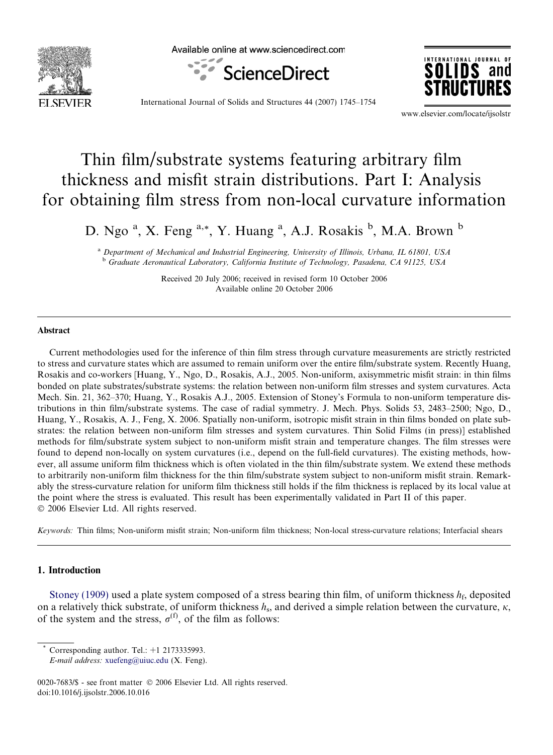Available online at www.sciencedirect.com

ScienceDirect

International Journal of Solids and Structures 44 (2007) 1745–1754

www.elsevier.com/locate/ijsolstr

# Thin film/substrate systems featuring arbitrary film thickness and misfit strain distributions. Part I: Analysis for obtaining film stress from non-local curvature information

D. Ngo [a], X. Feng [a,*], Y. Huang [a], A.J. Rosakis [b], M.A. Brown [b]

[a] Department of Mechanical and Industrial Engineering, University of Illinois, Urbana, IL 61801, USA

[b] Graduate Aeronautical Laboratory, California Institute of Technology, Pasadena, CA 91125, USA

Received 20 July 2006; received in revised form 10 October 2006
Available online 20 October 2006

## Abstract

Current methodologies used for the inference of thin film stress through curvature measurements are strictly restricted to stress and curvature states which are assumed to remain uniform over the entire film/substrate system. Recently Huang, Rosakis and co-workers [Huang, Y., Ngo, D., Rosakis, A.J., 2005. Non-uniform, axisymmetric misfit strain: in thin films bonded on plate substrates/substrate systems: the relation between non-uniform film stresses and system curvatures. Acta Mech. Sin. 21, 362–370; Huang, Y., Rosakis A.J., 2005. Extension of Stoney's Formula to non-uniform temperature distributions in thin film/substrate systems. The case of radial symmetry. J. Mech. Phys. Solids 53, 2483–2500; Ngo, D., Huang, Y., Rosakis, A. J., Feng, X. 2006. Spatially non-uniform, isotropic misfit strain in thin films bonded on plate substrates: the relation between non-uniform film stresses and system curvatures. Thin Solid Films (in press)] established methods for film/substrate system subject to non-uniform misfit strain and temperature changes. The film stresses were found to depend non-locally on system curvatures (i.e., depend on the full-field curvatures). The existing methods, however, all assume uniform film thickness which is often violated in the thin film/substrate system. We extend these methods to arbitrarily non-uniform film thickness for the thin film/substrate system subject to non-uniform misfit strain. Remarkably the stress-curvature relation for uniform film thickness still holds if the film thickness is replaced by its local value at the point where the stress is evaluated. This result has been experimentally validated in Part II of this paper.
© 2006 Elsevier Ltd. All rights reserved.

*Keywords:* Thin films; Non-uniform misfit strain; Non-uniform film thickness; Non-local stress-curvature relations; Interfacial shears

## 1. Introduction

Stoney (1909) used a plate system composed of a stress bearing thin film, of uniform thickness $h_f$, deposited on a relatively thick substrate, of uniform thickness $h_s$, and derived a simple relation between the curvature, $\kappa$, of the system and the stress, $\sigma^{(f)}$, of the film as follows:

* Corresponding author. Tel.: +1 2173335993.
E-mail address: xuefeng@uiuc.edu (X. Feng).

0020-7683/$ - see front matter © 2006 Elsevier Ltd. All rights reserved.
doi:10.1016/j.ijsolstr.2006.10.016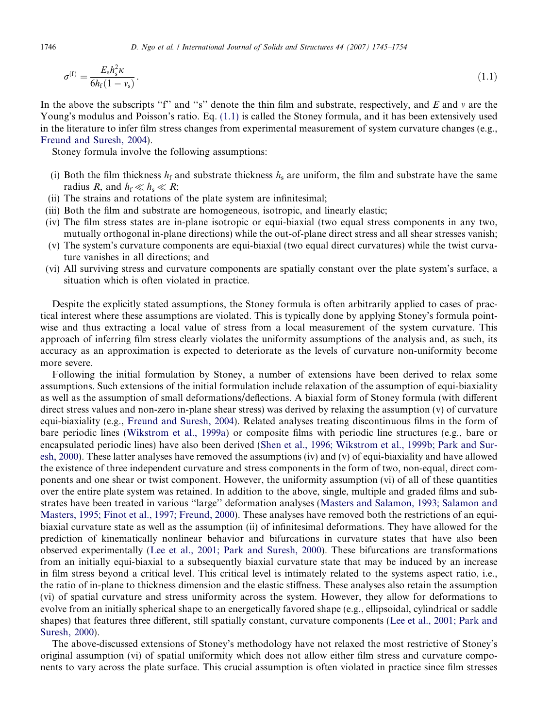$$\sigma^{(f)} = \frac{E_s h_s^2 \kappa}{6 h_f (1 - \nu_s)}. \tag{1.1}$$

In the above the subscripts "f" and "s" denote the thin film and substrate, respectively, and $E$ and $\nu$ are the Young's modulus and Poisson's ratio. Eq. (1.1) is called the Stoney formula, and it has been extensively used in the literature to infer film stress changes from experimental measurement of system curvature changes (e.g., Freund and Suresh, 2004).

Stoney formula involve the following assumptions:

- (i) Both the film thickness $h_f$ and substrate thickness $h_s$ are uniform, the film and substrate have the same radius $R$, and $h_f \ll h_s \ll R$;
- (ii) The strains and rotations of the plate system are infinitesimal;
- (iii) Both the film and substrate are homogeneous, isotropic, and linearly elastic;
- (iv) The film stress states are in-plane isotropic or equi-biaxial (two equal stress components in any two, mutually orthogonal in-plane directions) while the out-of-plane direct stress and all shear stresses vanish;
- (v) The system's curvature components are equi-biaxial (two equal direct curvatures) while the twist curvature vanishes in all directions; and
- (vi) All surviving stress and curvature components are spatially constant over the plate system's surface, a situation which is often violated in practice.

Despite the explicitly stated assumptions, the Stoney formula is often arbitrarily applied to cases of practical interest where these assumptions are violated. This is typically done by applying Stoney's formula pointwise and thus extracting a local value of stress from a local measurement of the system curvature. This approach of inferring film stress clearly violates the uniformity assumptions of the analysis and, as such, its accuracy as an approximation is expected to deteriorate as the levels of curvature non-uniformity become more severe.

Following the initial formulation by Stoney, a number of extensions have been derived to relax some assumptions. Such extensions of the initial formulation include relaxation of the assumption of equi-biaxiality as well as the assumption of small deformations/deflections. A biaxial form of Stoney formula (with different direct stress values and non-zero in-plane shear stress) was derived by relaxing the assumption (v) of curvature equi-biaxiality (e.g., Freund and Suresh, 2004). Related analyses treating discontinuous films in the form of bare periodic lines (Wikstrom et al., 1999a) or composite films with periodic line structures (e.g., bare or encapsulated periodic lines) have also been derived (Shen et al., 1996; Wikstrom et al., 1999b; Park and Suresh, 2000). These latter analyses have removed the assumptions (iv) and (v) of equi-biaxiality and have allowed the existence of three independent curvature and stress components in the form of two, non-equal, direct components and one shear or twist component. However, the uniformity assumption (vi) of all of these quantities over the entire plate system was retained. In addition to the above, single, multiple and graded films and substrates have been treated in various "large" deformation analyses (Masters and Salamon, 1993; Salamon and Masters, 1995; Finot et al., 1997; Freund, 2000). These analyses have removed both the restrictions of an equi-biaxial curvature state as well as the assumption (ii) of infinitesimal deformations. They have allowed for the prediction of kinematically nonlinear behavior and bifurcations in curvature states that have also been observed experimentally (Lee et al., 2001; Park and Suresh, 2000). These bifurcations are transformations from an initially equi-biaxial to a subsequently biaxial curvature state that may be induced by an increase in film stress beyond a critical level. This critical level is intimately related to the systems aspect ratio, i.e., the ratio of in-plane to thickness dimension and the elastic stiffness. These analyses also retain the assumption (vi) of spatial curvature and stress uniformity across the system. However, they allow for deformations to evolve from an initially spherical shape to an energetically favored shape (e.g., ellipsoidal, cylindrical or saddle shapes) that features three different, still spatially constant, curvature components (Lee et al., 2001; Park and Suresh, 2000).

The above-discussed extensions of Stoney's methodology have not relaxed the most restrictive of Stoney's original assumption (vi) of spatial uniformity which does not allow either film stress and curvature components to vary across the plate surface. This crucial assumption is often violated in practice since film stresses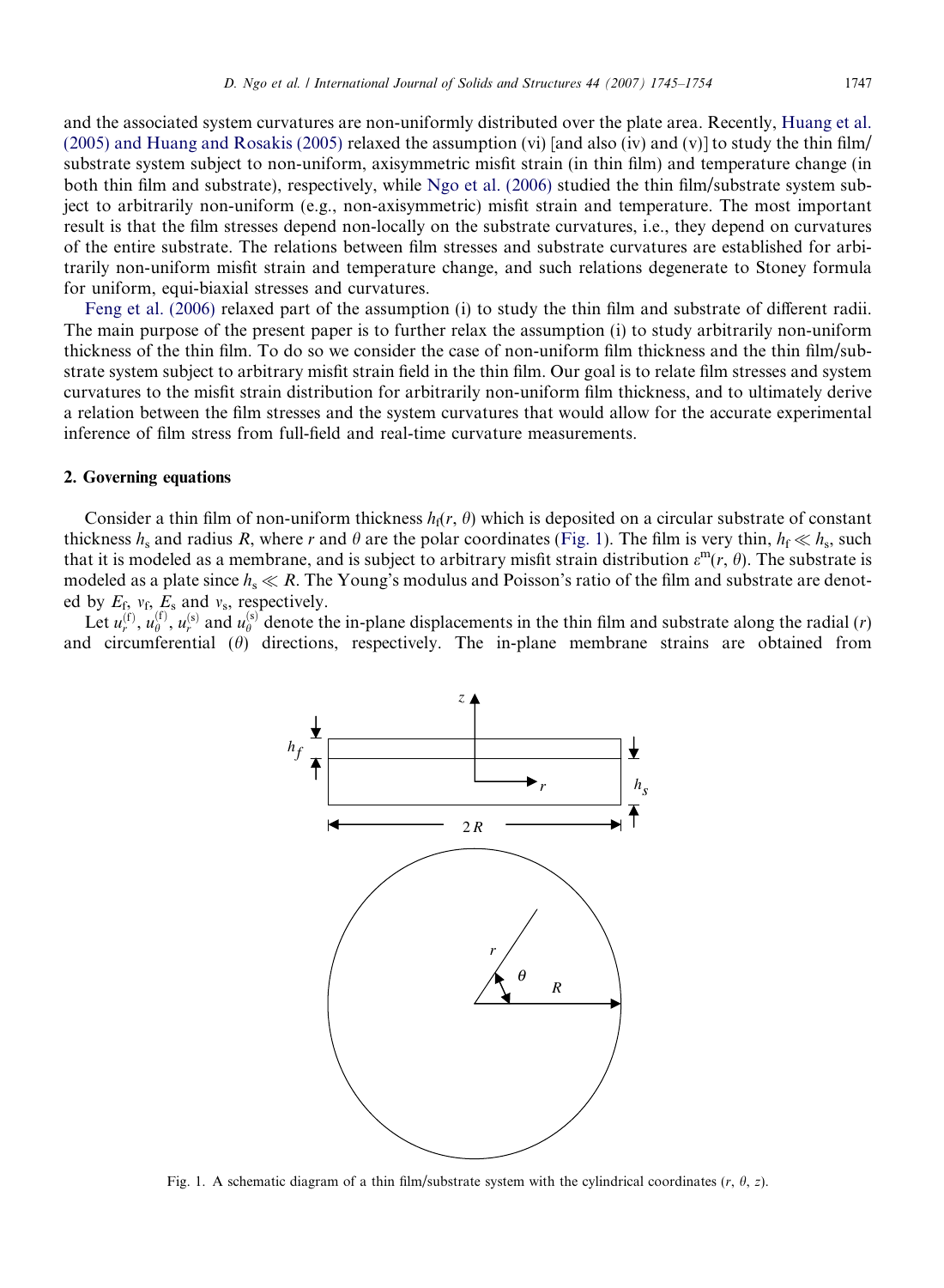and the associated system curvatures are non-uniformly distributed over the plate area. Recently, Huang et al. (2005) and Huang and Rosakis (2005) relaxed the assumption (vi) [and also (iv) and (v)] to study the thin film/substrate system subject to non-uniform, axisymmetric misfit strain (in thin film) and temperature change (in both thin film and substrate), respectively, while Ngo et al. (2006) studied the thin film/substrate system subject to arbitrarily non-uniform (e.g., non-axisymmetric) misfit strain and temperature. The most important result is that the film stresses depend non-locally on the substrate curvatures, i.e., they depend on curvatures of the entire substrate. The relations between film stresses and substrate curvatures are established for arbitrarily non-uniform misfit strain and temperature change, and such relations degenerate to Stoney formula for uniform, equi-biaxial stresses and curvatures.

Feng et al. (2006) relaxed part of the assumption (i) to study the thin film and substrate of different radii. The main purpose of the present paper is to further relax the assumption (i) to study arbitrarily non-uniform thickness of the thin film. To do so we consider the case of non-uniform film thickness and the thin film/substrate system subject to arbitrary misfit strain field in the thin film. Our goal is to relate film stresses and system curvatures to the misfit strain distribution for arbitrarily non-uniform film thickness, and to ultimately derive a relation between the film stresses and the system curvatures that would allow for the accurate experimental inference of film stress from full-field and real-time curvature measurements.

## 2. Governing equations

Consider a thin film of non-uniform thickness $h_f(r, \theta)$ which is deposited on a circular substrate of constant thickness $h_s$ and radius $R$, where $r$ and $\theta$ are the polar coordinates (Fig. 1). The film is very thin, $h_f \ll h_s$, such that it is modeled as a membrane, and is subject to arbitrary misfit strain distribution $\varepsilon^m(r, \theta)$. The substrate is modeled as a plate since $h_s \ll R$. The Young's modulus and Poisson's ratio of the film and substrate are denoted by $E_f$, $\nu_f$, $E_s$ and $\nu_s$, respectively.

Let $u_r^{(f)}$, $u_\theta^{(f)}$, $u_r^{(s)}$ and $u_\theta^{(s)}$ denote the in-plane displacements in the thin film and substrate along the radial ($r$) and circumferential ($\theta$) directions, respectively. The in-plane membrane strains are obtained from

Fig. 1. A schematic diagram of a thin film/substrate system with the cylindrical coordinates ($r$, $\theta$, $z$).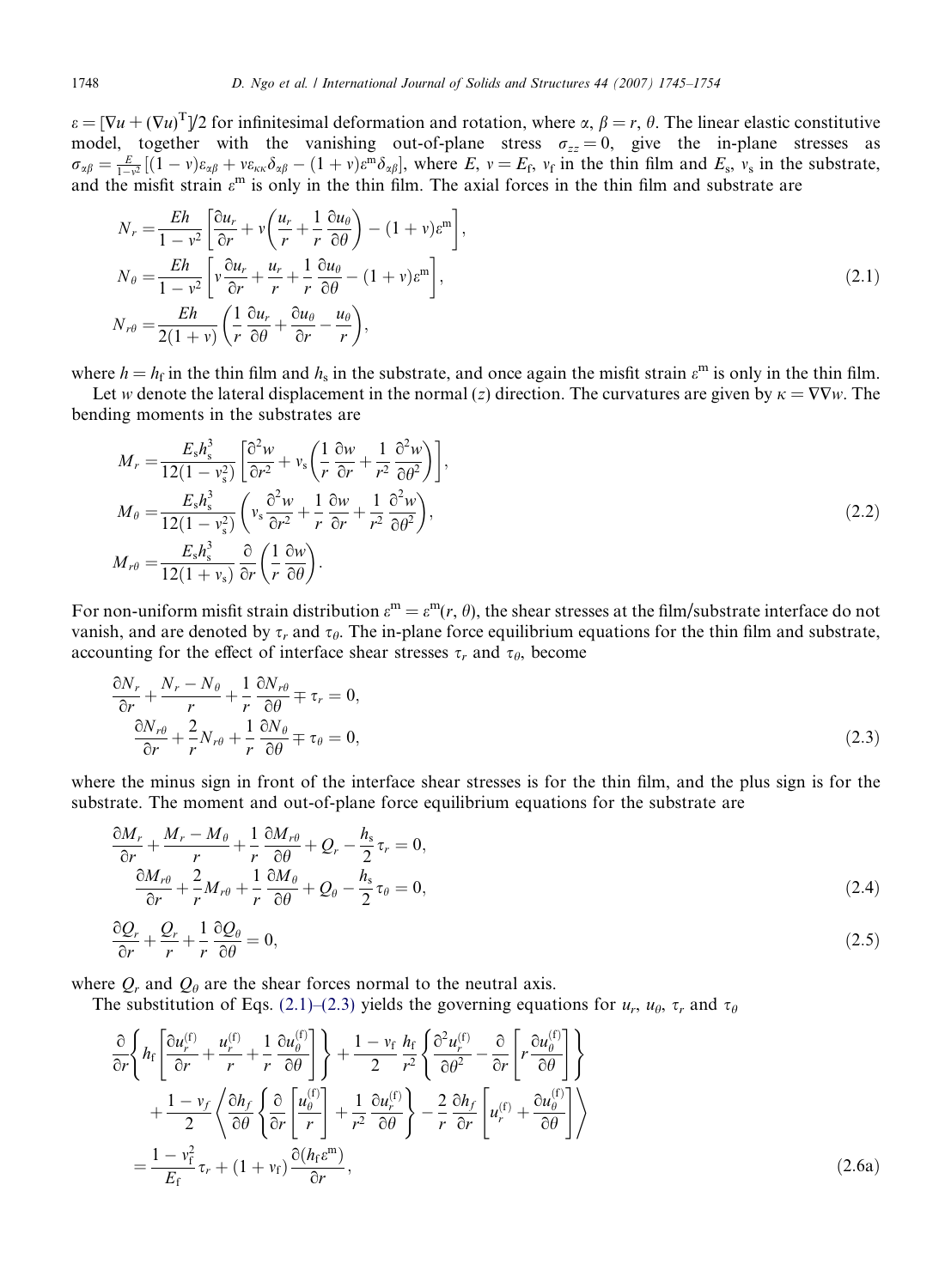$\varepsilon = [\nabla u + (\nabla u)^{\mathrm{T}}]/2$ for infinitesimal deformation and rotation, where $\alpha, \beta = r, \theta$. The linear elastic constitutive model, together with the vanishing out-of-plane stress $\sigma_{zz} = 0$, give the in-plane stresses as $\sigma_{\alpha\beta} = \frac{E}{1-v^2}[(1-v)\varepsilon_{\alpha\beta} + v\varepsilon_{\kappa\kappa}\delta_{\alpha\beta} - (1+v)\varepsilon^{\mathrm{m}}\delta_{\alpha\beta}]$, where $E$, $v = E_{\mathrm{f}}$, $v_{\mathrm{f}}$ in the thin film and $E_{\mathrm{s}}$, $v_{\mathrm{s}}$ in the substrate, and the misfit strain $\varepsilon^{\mathrm{m}}$ is only in the thin film. The axial forces in the thin film and substrate are

$$
\begin{aligned}
N_r &= \frac{Eh}{1-v^2}\left[\frac{\partial u_r}{\partial r} + v\left(\frac{u_r}{r} + \frac{1}{r}\frac{\partial u_\theta}{\partial \theta}\right) - (1+v)\varepsilon^{\mathrm{m}}\right],\\
N_\theta &= \frac{Eh}{1-v^2}\left[v\frac{\partial u_r}{\partial r} + \frac{u_r}{r} + \frac{1}{r}\frac{\partial u_\theta}{\partial \theta} - (1+v)\varepsilon^{\mathrm{m}}\right],\\
N_{r\theta} &= \frac{Eh}{2(1+v)}\left(\frac{1}{r}\frac{\partial u_r}{\partial \theta} + \frac{\partial u_\theta}{\partial r} - \frac{u_\theta}{r}\right),
\end{aligned}
\tag{2.1}
$$

where $h = h_{\mathrm{f}}$ in the thin film and $h_{\mathrm{s}}$ in the substrate, and once again the misfit strain $\varepsilon^{\mathrm{m}}$ is only in the thin film.

Let $w$ denote the lateral displacement in the normal ($z$) direction. The curvatures are given by $\kappa = \nabla\nabla w$. The bending moments in the substrates are

$$
\begin{aligned}
M_r &= \frac{E_{\mathrm{s}}h_{\mathrm{s}}^3}{12(1-v_{\mathrm{s}}^2)}\left[\frac{\partial^2 w}{\partial r^2} + v_{\mathrm{s}}\left(\frac{1}{r}\frac{\partial w}{\partial r} + \frac{1}{r^2}\frac{\partial^2 w}{\partial \theta^2}\right)\right],\\
M_\theta &= \frac{E_{\mathrm{s}}h_{\mathrm{s}}^3}{12(1-v_{\mathrm{s}}^2)}\left(v_{\mathrm{s}}\frac{\partial^2 w}{\partial r^2} + \frac{1}{r}\frac{\partial w}{\partial r} + \frac{1}{r^2}\frac{\partial^2 w}{\partial \theta^2}\right),\\
M_{r\theta} &= \frac{E_{\mathrm{s}}h_{\mathrm{s}}^3}{12(1+v_{\mathrm{s}})}\frac{\partial}{\partial r}\left(\frac{1}{r}\frac{\partial w}{\partial \theta}\right).
\end{aligned}
\tag{2.2}
$$

For non-uniform misfit strain distribution $\varepsilon^{\mathrm{m}} = \varepsilon^{\mathrm{m}}(r, \theta)$, the shear stresses at the film/substrate interface do not vanish, and are denoted by $\tau_r$ and $\tau_\theta$. The in-plane force equilibrium equations for the thin film and substrate, accounting for the effect of interface shear stresses $\tau_r$ and $\tau_\theta$, become

$$
\begin{aligned}
\frac{\partial N_r}{\partial r} + \frac{N_r - N_\theta}{r} + \frac{1}{r}\frac{\partial N_{r\theta}}{\partial \theta} \mp \tau_r &= 0,\\
\frac{\partial N_{r\theta}}{\partial r} + \frac{2}{r}N_{r\theta} + \frac{1}{r}\frac{\partial N_\theta}{\partial \theta} \mp \tau_\theta &= 0,
\end{aligned}
\tag{2.3}
$$

where the minus sign in front of the interface shear stresses is for the thin film, and the plus sign is for the substrate. The moment and out-of-plane force equilibrium equations for the substrate are

$$
\begin{aligned}
\frac{\partial M_r}{\partial r} + \frac{M_r - M_\theta}{r} + \frac{1}{r}\frac{\partial M_{r\theta}}{\partial \theta} + Q_r - \frac{h_{\mathrm{s}}}{2}\tau_r &= 0,\\
\frac{\partial M_{r\theta}}{\partial r} + \frac{2}{r}M_{r\theta} + \frac{1}{r}\frac{\partial M_\theta}{\partial \theta} + Q_\theta - \frac{h_{\mathrm{s}}}{2}\tau_\theta &= 0,
\end{aligned}
\tag{2.4}
$$

$$
\frac{\partial Q_r}{\partial r} + \frac{Q_r}{r} + \frac{1}{r}\frac{\partial Q_\theta}{\partial \theta} = 0,
\tag{2.5}
$$

where $Q_r$ and $Q_\theta$ are the shear forces normal to the neutral axis.

The substitution of Eqs. (2.1)–(2.3) yields the governing equations for $u_r$, $u_\theta$, $\tau_r$ and $\tau_\theta$

$$
\begin{aligned}
&\frac{\partial}{\partial r}\left\{h_{\mathrm{f}}\left[\frac{\partial u_r^{(\mathrm{f})}}{\partial r} + \frac{u_r^{(\mathrm{f})}}{r} + \frac{1}{r}\frac{\partial u_\theta^{(\mathrm{f})}}{\partial \theta}\right]\right\} + \frac{1-v_{\mathrm{f}}}{2}\frac{h_{\mathrm{f}}}{r^2}\left\{\frac{\partial^2 u_r^{(\mathrm{f})}}{\partial \theta^2} - \frac{\partial}{\partial r}\left[r\frac{\partial u_\theta^{(\mathrm{f})}}{\partial \theta}\right]\right\}\\
&\quad + \frac{1-v_f}{2}\left\langle\frac{\partial h_f}{\partial \theta}\left\{\frac{\partial}{\partial r}\left[\frac{u_\theta^{(\mathrm{f})}}{r}\right] + \frac{1}{r^2}\frac{\partial u_r^{(\mathrm{f})}}{\partial \theta}\right\} - \frac{2}{r}\frac{\partial h_f}{\partial r}\left[u_r^{(\mathrm{f})} + \frac{\partial u_\theta^{(\mathrm{f})}}{\partial \theta}\right]\right\rangle\\
&= \frac{1-v_{\mathrm{f}}^2}{E_{\mathrm{f}}}\tau_r + (1+v_{\mathrm{f}})\frac{\partial(h_{\mathrm{f}}\varepsilon^{\mathrm{m}})}{\partial r},
\end{aligned}
\tag{2.6a}
$$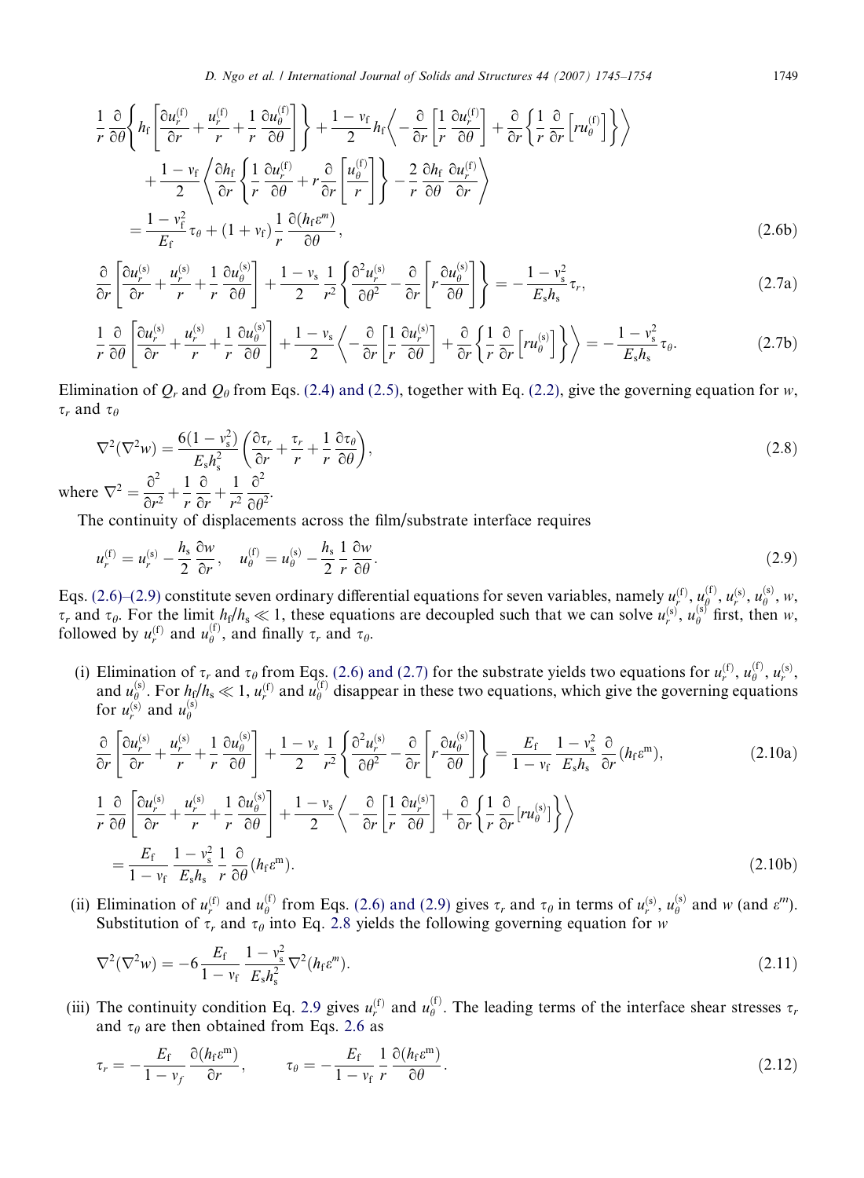$$
\frac{1}{r}\frac{\partial}{\partial\theta}\left\{h_{\rm f}\left[\frac{\partial u_r^{(\rm f)}}{\partial r}+\frac{u_r^{(\rm f)}}{r}+\frac{1}{r}\frac{\partial u_\theta^{(\rm f)}}{\partial\theta}\right]\right\}+\frac{1-\nu_{\rm f}}{2}h_{\rm f}\left\langle-\frac{\partial}{\partial r}\left[\frac{1}{r}\frac{\partial u_r^{(\rm f)}}{\partial\theta}\right]+\frac{\partial}{\partial r}\left\{\frac{1}{r}\frac{\partial}{\partial r}\left[ru_\theta^{(\rm f)}\right]\right\}\right\rangle
$$
$$
+\frac{1-\nu_{\rm f}}{2}\left\langle\frac{\partial h_{\rm f}}{\partial r}\left\{\frac{1}{r}\frac{\partial u_r^{(\rm f)}}{\partial\theta}+r\frac{\partial}{\partial r}\left[\frac{u_\theta^{(\rm f)}}{r}\right]\right\}-\frac{2}{r}\frac{\partial h_{\rm f}}{\partial\theta}\frac{\partial u_r^{(\rm f)}}{\partial r}\right\rangle
$$
$$
=\frac{1-\nu_{\rm f}^2}{E_{\rm f}}\tau_\theta+(1+\nu_{\rm f})\frac{1}{r}\frac{\partial(h_{\rm f}\varepsilon^m)}{\partial\theta}, \tag{2.6b}
$$

$$
\frac{\partial}{\partial r}\left[\frac{\partial u_r^{(\rm s)}}{\partial r}+\frac{u_r^{(\rm s)}}{r}+\frac{1}{r}\frac{\partial u_\theta^{(\rm s)}}{\partial\theta}\right]+\frac{1-\nu_{\rm s}}{2}\frac{1}{r^2}\left\{\frac{\partial^2 u_r^{(\rm s)}}{\partial\theta^2}-\frac{\partial}{\partial r}\left[r\frac{\partial u_\theta^{(\rm s)}}{\partial\theta}\right]\right\}=-\frac{1-\nu_{\rm s}^2}{E_{\rm s}h_{\rm s}}\tau_r, \tag{2.7a}
$$

$$
\frac{1}{r}\frac{\partial}{\partial\theta}\left[\frac{\partial u_r^{(\rm s)}}{\partial r}+\frac{u_r^{(\rm s)}}{r}+\frac{1}{r}\frac{\partial u_\theta^{(\rm s)}}{\partial\theta}\right]+\frac{1-\nu_{\rm s}}{2}\left\langle-\frac{\partial}{\partial r}\left[\frac{1}{r}\frac{\partial u_r^{(\rm s)}}{\partial\theta}\right]+\frac{\partial}{\partial r}\left\{\frac{1}{r}\frac{\partial}{\partial r}\left[ru_\theta^{(\rm s)}\right]\right\}\right\rangle=-\frac{1-\nu_{\rm s}^2}{E_{\rm s}h_{\rm s}}\tau_\theta. \tag{2.7b}
$$

Elimination of $Q_r$ and $Q_\theta$ from Eqs. (2.4) and (2.5), together with Eq. (2.2), give the governing equation for $w$, $\tau_r$ and $\tau_\theta$

$$
\nabla^2(\nabla^2 w)=\frac{6(1-\nu_{\rm s}^2)}{E_{\rm s}h_{\rm s}^2}\left(\frac{\partial\tau_r}{\partial r}+\frac{\tau_r}{r}+\frac{1}{r}\frac{\partial\tau_\theta}{\partial\theta}\right), \tag{2.8}
$$

where $\nabla^2=\frac{\partial^2}{\partial r^2}+\frac{1}{r}\frac{\partial}{\partial r}+\frac{1}{r^2}\frac{\partial^2}{\partial\theta^2}$.

The continuity of displacements across the film/substrate interface requires

$$
u_r^{(\rm f)}=u_r^{(\rm s)}-\frac{h_{\rm s}}{2}\frac{\partial w}{\partial r},\quad u_\theta^{(\rm f)}=u_\theta^{(\rm s)}-\frac{h_{\rm s}}{2}\frac{1}{r}\frac{\partial w}{\partial\theta}. \tag{2.9}
$$

Eqs. (2.6)–(2.9) constitute seven ordinary differential equations for seven variables, namely $u_r^{(\rm f)}$, $u_\theta^{(\rm f)}$, $u_r^{(\rm s)}$, $u_\theta^{(\rm s)}$, $w$, $\tau_r$ and $\tau_\theta$. For the limit $h_{\rm f}/h_{\rm s}\ll 1$, these equations are decoupled such that we can solve $u_r^{(\rm s)}$, $u_\theta^{(\rm s)}$ first, then $w$, followed by $u_r^{(\rm f)}$ and $u_\theta^{(\rm f)}$, and finally $\tau_r$ and $\tau_\theta$.

(i) Elimination of $\tau_r$ and $\tau_\theta$ from Eqs. (2.6) and (2.7) for the substrate yields two equations for $u_r^{(\rm f)}$, $u_\theta^{(\rm f)}$, $u_r^{(\rm s)}$, and $u_\theta^{(\rm s)}$. For $h_{\rm f}/h_{\rm s}\ll 1$, $u_r^{(\rm f)}$ and $u_\theta^{(\rm f)}$ disappear in these two equations, which give the governing equations for $u_r^{(\rm s)}$ and $u_\theta^{(\rm s)}$

$$
\frac{\partial}{\partial r}\left[\frac{\partial u_r^{(\rm s)}}{\partial r}+\frac{u_r^{(\rm s)}}{r}+\frac{1}{r}\frac{\partial u_\theta^{(\rm s)}}{\partial\theta}\right]+\frac{1-\nu_s}{2}\frac{1}{r^2}\left\{\frac{\partial^2 u_r^{(\rm s)}}{\partial\theta^2}-\frac{\partial}{\partial r}\left[r\frac{\partial u_\theta^{(\rm s)}}{\partial\theta}\right]\right\}=\frac{E_{\rm f}}{1-\nu_{\rm f}}\frac{1-\nu_{\rm s}^2}{E_{\rm s}h_{\rm s}}\frac{\partial}{\partial r}(h_{\rm f}\varepsilon^{\rm m}), \tag{2.10a}
$$

$$
\frac{1}{r}\frac{\partial}{\partial\theta}\left[\frac{\partial u_r^{(\rm s)}}{\partial r}+\frac{u_r^{(\rm s)}}{r}+\frac{1}{r}\frac{\partial u_\theta^{(\rm s)}}{\partial\theta}\right]+\frac{1-\nu_{\rm s}}{2}\left\langle-\frac{\partial}{\partial r}\left[\frac{1}{r}\frac{\partial u_r^{(\rm s)}}{\partial\theta}\right]+\frac{\partial}{\partial r}\left\{\frac{1}{r}\frac{\partial}{\partial r}\left[ru_\theta^{(\rm s)}\right]\right\}\right\rangle
$$
$$
=\frac{E_{\rm f}}{1-\nu_{\rm f}}\frac{1-\nu_{\rm s}^2}{E_{\rm s}h_{\rm s}}\frac{1}{r}\frac{\partial}{\partial\theta}(h_{\rm f}\varepsilon^{\rm m}). \tag{2.10b}
$$

(ii) Elimination of $u_r^{(\rm f)}$ and $u_\theta^{(\rm f)}$ from Eqs. (2.6) and (2.9) gives $\tau_r$ and $\tau_\theta$ in terms of $u_r^{(\rm s)}$, $u_\theta^{(\rm s)}$ and $w$ (and $\varepsilon^m$). Substitution of $\tau_r$ and $\tau_\theta$ into Eq. 2.8 yields the following governing equation for $w$

$$
\nabla^2(\nabla^2 w)=-6\frac{E_{\rm f}}{1-\nu_{\rm f}}\frac{1-\nu_{\rm s}^2}{E_{\rm s}h_{\rm s}^2}\nabla^2(h_{\rm f}\varepsilon^m). \tag{2.11}
$$

(iii) The continuity condition Eq. 2.9 gives $u_r^{(\rm f)}$ and $u_\theta^{(\rm f)}$. The leading terms of the interface shear stresses $\tau_r$ and $\tau_\theta$ are then obtained from Eqs. 2.6 as

$$
\tau_r=-\frac{E_{\rm f}}{1-\nu_f}\frac{\partial(h_{\rm f}\varepsilon^{\rm m})}{\partial r},\qquad \tau_\theta=-\frac{E_{\rm f}}{1-\nu_{\rm f}}\frac{1}{r}\frac{\partial(h_{\rm f}\varepsilon^{\rm m})}{\partial\theta}. \tag{2.12}
$$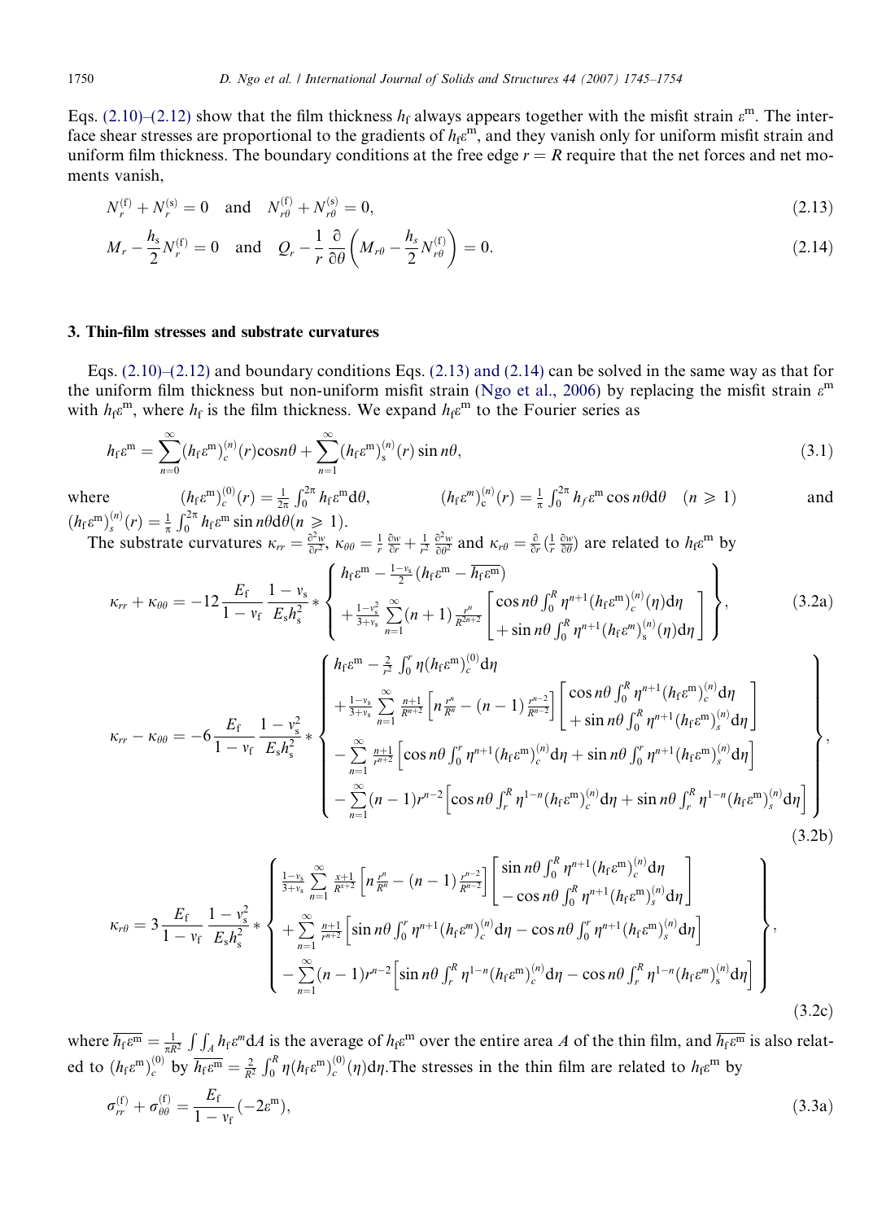Eqs. (2.10)–(2.12) show that the film thickness $h_f$ always appears together with the misfit strain $\varepsilon^m$. The interface shear stresses are proportional to the gradients of $h_f\varepsilon^m$, and they vanish only for uniform misfit strain and uniform film thickness. The boundary conditions at the free edge $r = R$ require that the net forces and net moments vanish,

$$N_r^{(f)} + N_r^{(s)} = 0 \quad \text{and} \quad N_{r\theta}^{(f)} + N_{r\theta}^{(s)} = 0, \tag{2.13}$$

$$M_r - \frac{h_s}{2} N_r^{(f)} = 0 \quad \text{and} \quad Q_r - \frac{1}{r}\frac{\partial}{\partial\theta}\left(M_{r\theta} - \frac{h_s}{2}N_{r\theta}^{(f)}\right) = 0. \tag{2.14}$$

## 3. Thin-film stresses and substrate curvatures

Eqs. (2.10)–(2.12) and boundary conditions Eqs. (2.13) and (2.14) can be solved in the same way as that for the uniform film thickness but non-uniform misfit strain (Ngo et al., 2006) by replacing the misfit strain $\varepsilon^m$ with $h_f\varepsilon^m$, where $h_f$ is the film thickness. We expand $h_f\varepsilon^m$ to the Fourier series as

$$h_f\varepsilon^m = \sum_{n=0}^{\infty}(h_f\varepsilon^m)_c^{(n)}(r)\cos n\theta + \sum_{n=1}^{\infty}(h_f\varepsilon^m)_s^{(n)}(r)\sin n\theta, \tag{3.1}$$

where $(h_f\varepsilon^m)_c^{(0)}(r) = \frac{1}{2\pi}\int_0^{2\pi} h_f\varepsilon^m d\theta$, $\quad (h_f\varepsilon^m)_c^{(n)}(r) = \frac{1}{\pi}\int_0^{2\pi} h_f\varepsilon^m \cos n\theta d\theta \quad (n \geqslant 1)$ and $(h_f\varepsilon^m)_s^{(n)}(r) = \frac{1}{\pi}\int_0^{2\pi} h_f\varepsilon^m \sin n\theta d\theta (n \geqslant 1)$.

The substrate curvatures $\kappa_{rr} = \frac{\partial^2 w}{\partial r^2}$, $\kappa_{\theta\theta} = \frac{1}{r}\frac{\partial w}{\partial r} + \frac{1}{r^2}\frac{\partial^2 w}{\partial\theta^2}$ and $\kappa_{r\theta} = \frac{\partial}{\partial r}\left(\frac{1}{r}\frac{\partial w}{\partial\theta}\right)$ are related to $h_f\varepsilon^m$ by

$$\kappa_{rr} + \kappa_{\theta\theta} = -12\frac{E_f}{1-\nu_f}\frac{1-\nu_s}{E_s h_s^2} * \left\{ \begin{array}{l} h_f\varepsilon^m - \frac{1-\nu_s}{2}\left(h_f\varepsilon^m - \overline{h_f\varepsilon^m}\right) \\ + \frac{1-\nu_s^2}{3+\nu_s}\sum\limits_{n=1}^{\infty}(n+1)\frac{r^n}{R^{2n+2}}\left[\begin{array}{l}\cos n\theta\int_0^R \eta^{n+1}(h_f\varepsilon^m)_c^{(n)}(\eta)d\eta \\ + \sin n\theta\int_0^R \eta^{n+1}(h_f\varepsilon^m)_s^{(n)}(\eta)d\eta\end{array}\right] \end{array} \right\}, \tag{3.2a}$$

$$\kappa_{rr} - \kappa_{\theta\theta} = -6\frac{E_f}{1-\nu_f}\frac{1-\nu_s^2}{E_s h_s^2} * \left\{ \begin{array}{l} h_f\varepsilon^m - \frac{2}{r^2}\int_0^r \eta(h_f\varepsilon^m)_c^{(0)}d\eta \\ + \frac{1-\nu_s}{3+\nu_s}\sum\limits_{n=1}^{\infty}\frac{n+1}{R^{n+2}}\left[n\frac{r^n}{R^n} - (n-1)\frac{r^{n-2}}{R^{n-2}}\right]\left[\begin{array}{l}\cos n\theta\int_0^R \eta^{n+1}(h_f\varepsilon^m)_c^{(n)}d\eta \\ + \sin n\theta\int_0^R \eta^{n+1}(h_f\varepsilon^m)_s^{(n)}d\eta\end{array}\right] \\ - \sum\limits_{n=1}^{\infty}\frac{n+1}{r^{n+2}}\left[\cos n\theta\int_0^r \eta^{n+1}(h_f\varepsilon^m)_c^{(n)}d\eta + \sin n\theta\int_0^r \eta^{n+1}(h_f\varepsilon^m)_s^{(n)}d\eta\right] \\ - \sum\limits_{n=1}^{\infty}(n-1)r^{n-2}\left[\cos n\theta\int_r^R \eta^{1-n}(h_f\varepsilon^m)_c^{(n)}d\eta + \sin n\theta\int_r^R \eta^{1-n}(h_f\varepsilon^m)_s^{(n)}d\eta\right] \end{array} \right\}, \tag{3.2b}$$

$$\kappa_{r\theta} = 3\frac{E_f}{1-\nu_f}\frac{1-\nu_s^2}{E_s h_s^2} * \left\{ \begin{array}{l} \frac{1-\nu_s}{3+\nu_s}\sum\limits_{n=1}^{\infty}\frac{x+1}{R^{x+2}}\left[n\frac{r^n}{R^n} - (n-1)\frac{r^{n-2}}{R^{n-2}}\right]\left[\begin{array}{l}\sin n\theta\int_0^R \eta^{n+1}(h_f\varepsilon^m)_c^{(n)}d\eta \\ - \cos n\theta\int_0^R \eta^{n+1}(h_f\varepsilon^m)_s^{(n)}d\eta\end{array}\right] \\ + \sum\limits_{n=1}^{\infty}\frac{n+1}{r^{n+2}}\left[\sin n\theta\int_0^r \eta^{n+1}(h_f\varepsilon^m)_c^{(n)}d\eta - \cos n\theta\int_0^r \eta^{n+1}(h_f\varepsilon^m)_s^{(n)}d\eta\right] \\ - \sum\limits_{n=1}^{\infty}(n-1)r^{n-2}\left[\sin n\theta\int_r^R \eta^{1-n}(h_f\varepsilon^m)_c^{(n)}d\eta - \cos n\theta\int_r^R \eta^{1-n}(h_f\varepsilon^m)_s^{(n)}d\eta\right] \end{array} \right\}, \tag{3.2c}$$

where $\overline{h_f\varepsilon^m} = \frac{1}{\pi R^2}\int\int_A h_f\varepsilon^m dA$ is the average of $h_f\varepsilon^m$ over the entire area $A$ of the thin film, and $\overline{h_f\varepsilon^m}$ is also related to $(h_f\varepsilon^m)_c^{(0)}$ by $\overline{h_f\varepsilon^m} = \frac{2}{R^2}\int_0^R \eta(h_f\varepsilon^m)_c^{(0)}(\eta)d\eta$. The stresses in the thin film are related to $h_f\varepsilon^m$ by

$$\sigma_{rr}^{(f)} + \sigma_{\theta\theta}^{(f)} = \frac{E_f}{1-\nu_f}(-2\varepsilon^m), \tag{3.3a}$$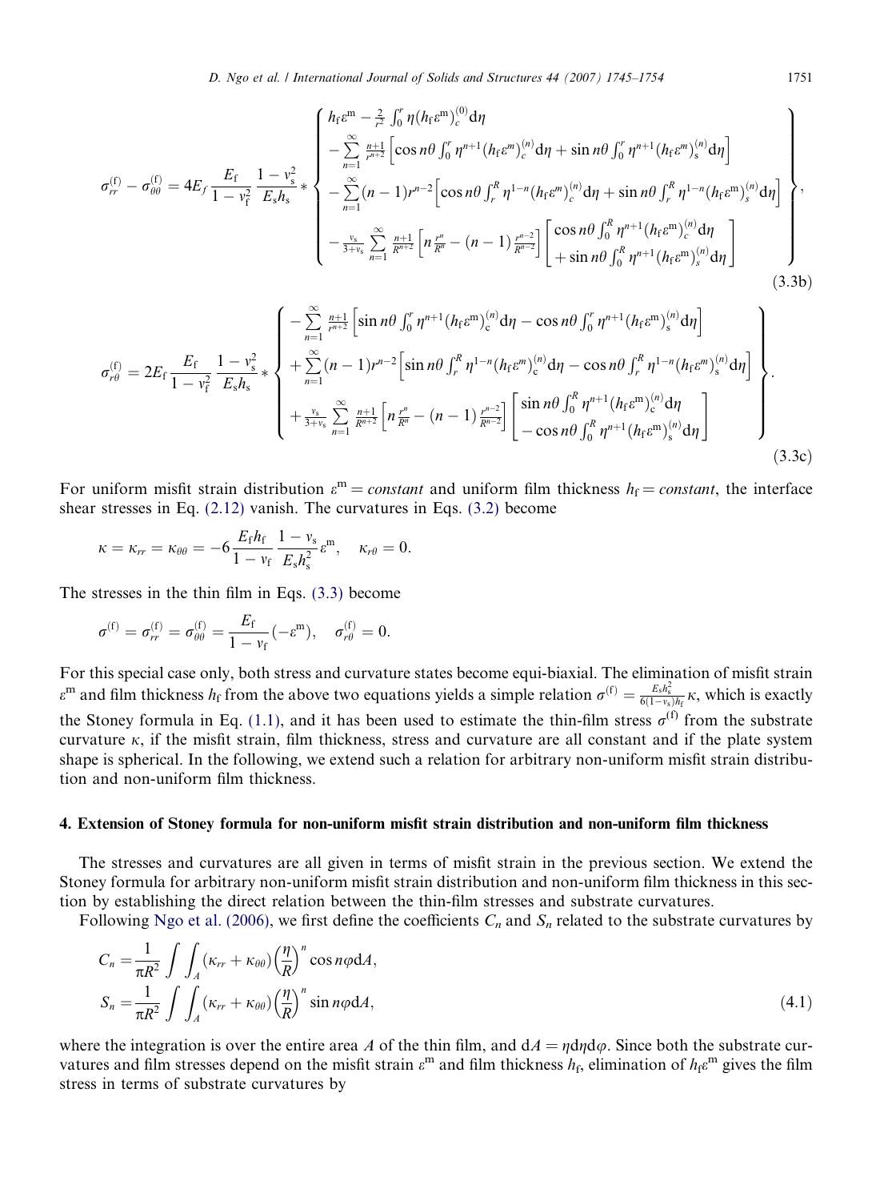$$\sigma_{rr}^{(\mathrm{f})} - \sigma_{\theta\theta}^{(\mathrm{f})} = 4E_f \frac{E_\mathrm{f}}{1-\nu_\mathrm{f}^2} \frac{1-\nu_\mathrm{s}^2}{E_\mathrm{s} h_\mathrm{s}} * \left\{ \begin{array}{l} h_\mathrm{f}\varepsilon^\mathrm{m} - \frac{2}{r^2}\int_0^r \eta (h_\mathrm{f}\varepsilon^\mathrm{m})_c^{(0)} \mathrm{d}\eta \\ - \sum\limits_{n=1}^{\infty} \frac{n+1}{r^{n+2}} \left[ \cos n\theta \int_0^r \eta^{n+1} (h_\mathrm{f}\varepsilon^m)_c^{(n)} \mathrm{d}\eta + \sin n\theta \int_0^r \eta^{n+1} (h_\mathrm{f}\varepsilon^m)_\mathrm{s}^{(n)} \mathrm{d}\eta \right] \\ - \sum\limits_{n=1}^{\infty} (n-1) r^{n-2} \left[ \cos n\theta \int_r^R \eta^{1-n} (h_\mathrm{f}\varepsilon^m)_c^{(n)} \mathrm{d}\eta + \sin n\theta \int_r^R \eta^{1-n} (h_\mathrm{f}\varepsilon^\mathrm{m})_s^{(n)} \mathrm{d}\eta \right] \\ - \frac{\nu_\mathrm{s}}{3+\nu_\mathrm{s}} \sum\limits_{n=1}^{\infty} \frac{n+1}{R^{n+2}} \left[ n \frac{r^n}{R^n} - (n-1) \frac{r^{n-2}}{R^{n-2}} \right] \left[ \begin{array}{l} \cos n\theta \int_0^R \eta^{n+1} (h_\mathrm{f}\varepsilon^\mathrm{m})_c^{(n)} \mathrm{d}\eta \\ + \sin n\theta \int_0^R \eta^{n+1} (h_\mathrm{f}\varepsilon^\mathrm{m})_s^{(n)} \mathrm{d}\eta \end{array} \right] \end{array} \right\}, \tag{3.3b}$$

$$\sigma_{r\theta}^{(\mathrm{f})} = 2E_\mathrm{f} \frac{E_\mathrm{f}}{1-\nu_\mathrm{f}^2} \frac{1-\nu_\mathrm{s}^2}{E_\mathrm{s} h_\mathrm{s}} * \left\{ \begin{array}{l} - \sum\limits_{n=1}^{\infty} \frac{n+1}{r^{n+2}} \left[ \sin n\theta \int_0^r \eta^{n+1} (h_\mathrm{f}\varepsilon^\mathrm{m})_\mathrm{c}^{(n)} \mathrm{d}\eta - \cos n\theta \int_0^r \eta^{n+1} (h_\mathrm{f}\varepsilon^\mathrm{m})_\mathrm{s}^{(n)} \mathrm{d}\eta \right] \\ + \sum\limits_{n=1}^{\infty} (n-1) r^{n-2} \left[ \sin n\theta \int_r^R \eta^{1-n} (h_\mathrm{f}\varepsilon^\mathrm{m})_\mathrm{c}^{(n)} \mathrm{d}\eta - \cos n\theta \int_r^R \eta^{1-n} (h_\mathrm{f}\varepsilon^m)_\mathrm{s}^{(n)} \mathrm{d}\eta \right] \\ + \frac{\nu_\mathrm{s}}{3+\nu_\mathrm{s}} \sum\limits_{n=1}^{\infty} \frac{n+1}{R^{n+2}} \left[ n \frac{r^n}{R^n} - (n-1) \frac{r^{n-2}}{R^{n-2}} \right] \left[ \begin{array}{l} \sin n\theta \int_0^R \eta^{n+1} (h_\mathrm{f}\varepsilon^\mathrm{m})_\mathrm{c}^{(n)} \mathrm{d}\eta \\ - \cos n\theta \int_0^R \eta^{n+1} (h_\mathrm{f}\varepsilon^\mathrm{m})_\mathrm{s}^{(n)} \mathrm{d}\eta \end{array} \right] \end{array} \right\}. \tag{3.3c}$$

For uniform misfit strain distribution $\varepsilon^\mathrm{m} = constant$ and uniform film thickness $h_\mathrm{f} = constant$, the interface shear stresses in Eq. (2.12) vanish. The curvatures in Eqs. (3.2) become

$$\kappa = \kappa_{rr} = \kappa_{\theta\theta} = -6 \frac{E_\mathrm{f} h_\mathrm{f}}{1-\nu_\mathrm{f}} \frac{1-\nu_\mathrm{s}}{E_\mathrm{s} h_\mathrm{s}^2} \varepsilon^\mathrm{m}, \quad \kappa_{r\theta} = 0.$$

The stresses in the thin film in Eqs. (3.3) become

$$\sigma^{(\mathrm{f})} = \sigma_{rr}^{(\mathrm{f})} = \sigma_{\theta\theta}^{(\mathrm{f})} = \frac{E_\mathrm{f}}{1-\nu_\mathrm{f}}(-\varepsilon^\mathrm{m}), \quad \sigma_{r\theta}^{(\mathrm{f})} = 0.$$

For this special case only, both stress and curvature states become equi-biaxial. The elimination of misfit strain $\varepsilon^\mathrm{m}$ and film thickness $h_\mathrm{f}$ from the above two equations yields a simple relation $\sigma^{(\mathrm{f})} = \frac{E_\mathrm{s} h_\mathrm{s}^2}{6(1-\nu_\mathrm{s}) h_\mathrm{f}} \kappa$, which is exactly the Stoney formula in Eq. (1.1), and it has been used to estimate the thin-film stress $\sigma^{(\mathrm{f})}$ from the substrate curvature $\kappa$, if the misfit strain, film thickness, stress and curvature are all constant and if the plate system shape is spherical. In the following, we extend such a relation for arbitrary non-uniform misfit strain distribution and non-uniform film thickness.

## 4. Extension of Stoney formula for non-uniform misfit strain distribution and non-uniform film thickness

The stresses and curvatures are all given in terms of misfit strain in the previous section. We extend the Stoney formula for arbitrary non-uniform misfit strain distribution and non-uniform film thickness in this section by establishing the direct relation between the thin-film stresses and substrate curvatures.

Following Ngo et al. (2006), we first define the coefficients $C_n$ and $S_n$ related to the substrate curvatures by

$$\begin{aligned} C_n &= \frac{1}{\pi R^2} \int\int_A (\kappa_{rr} + \kappa_{\theta\theta}) \left(\frac{\eta}{R}\right)^n \cos n\varphi \mathrm{d}A, \\ S_n &= \frac{1}{\pi R^2} \int\int_A (\kappa_{rr} + \kappa_{\theta\theta}) \left(\frac{\eta}{R}\right)^n \sin n\varphi \mathrm{d}A, \end{aligned} \tag{4.1}$$

where the integration is over the entire area $A$ of the thin film, and $\mathrm{d}A = \eta \mathrm{d}\eta \mathrm{d}\varphi$. Since both the substrate curvatures and film stresses depend on the misfit strain $\varepsilon^\mathrm{m}$ and film thickness $h_\mathrm{f}$, elimination of $h_\mathrm{f}\varepsilon^\mathrm{m}$ gives the film stress in terms of substrate curvatures by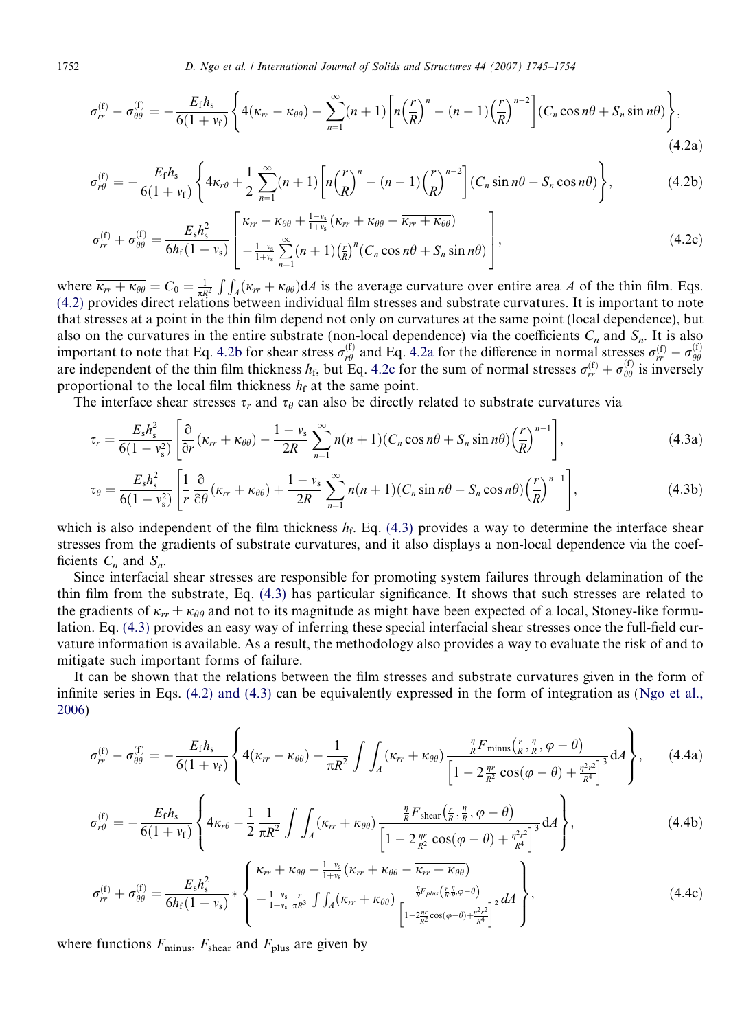$$\sigma_{rr}^{(\mathrm{f})} - \sigma_{\theta\theta}^{(\mathrm{f})} = -\frac{E_{\mathrm{f}} h_{\mathrm{s}}}{6(1+\nu_{\mathrm{f}})} \left\{ 4(\kappa_{rr} - \kappa_{\theta\theta}) - \sum_{n=1}^{\infty} (n+1) \left[ n\left(\frac{r}{R}\right)^{n} - (n-1)\left(\frac{r}{R}\right)^{n-2} \right] (C_n \cos n\theta + S_n \sin n\theta) \right\}, \tag{4.2a}$$

$$\sigma_{r\theta}^{(\mathrm{f})} = -\frac{E_{\mathrm{f}} h_{\mathrm{s}}}{6(1+\nu_{\mathrm{f}})} \left\{ 4\kappa_{r\theta} + \frac{1}{2} \sum_{n=1}^{\infty} (n+1) \left[ n\left(\frac{r}{R}\right)^{n} - (n-1)\left(\frac{r}{R}\right)^{n-2} \right] (C_n \sin n\theta - S_n \cos n\theta) \right\}, \tag{4.2b}$$

$$\sigma_{rr}^{(\mathrm{f})} + \sigma_{\theta\theta}^{(\mathrm{f})} = \frac{E_{\mathrm{s}} h_{\mathrm{s}}^2}{6 h_{\mathrm{f}} (1-\nu_{\mathrm{s}})} \begin{bmatrix} \kappa_{rr} + \kappa_{\theta\theta} + \frac{1-\nu_{\mathrm{s}}}{1+\nu_{\mathrm{s}}} \left( \kappa_{rr} + \kappa_{\theta\theta} - \overline{\kappa_{rr} + \kappa_{\theta\theta}} \right) \\ - \frac{1-\nu_{\mathrm{s}}}{1+\nu_{\mathrm{s}}} \sum_{n=1}^{\infty} (n+1) \left(\frac{r}{R}\right)^{n} (C_n \cos n\theta + S_n \sin n\theta) \end{bmatrix}, \tag{4.2c}$$

where $\overline{\kappa_{rr} + \kappa_{\theta\theta}} = C_0 = \frac{1}{\pi R^2} \int\int_A (\kappa_{rr} + \kappa_{\theta\theta}) \mathrm{d}A$ is the average curvature over entire area $A$ of the thin film. Eqs. (4.2) provides direct relations between individual film stresses and substrate curvatures. It is important to note that stresses at a point in the thin film depend not only on curvatures at the same point (local dependence), but also on the curvatures in the entire substrate (non-local dependence) via the coefficients $C_n$ and $S_n$. It is also important to note that Eq. 4.2b for shear stress $\sigma_{r\theta}^{(\mathrm{f})}$ and Eq. 4.2a for the difference in normal stresses $\sigma_{rr}^{(\mathrm{f})} - \sigma_{\theta\theta}^{(\mathrm{f})}$ are independent of the thin film thickness $h_{\mathrm{f}}$, but Eq. 4.2c for the sum of normal stresses $\sigma_{rr}^{(\mathrm{f})} + \sigma_{\theta\theta}^{(\mathrm{f})}$ is inversely proportional to the local film thickness $h_{\mathrm{f}}$ at the same point.

The interface shear stresses $\tau_r$ and $\tau_\theta$ can also be directly related to substrate curvatures via

$$\tau_r = \frac{E_{\mathrm{s}} h_{\mathrm{s}}^2}{6(1-\nu_{\mathrm{s}}^2)} \left[ \frac{\partial}{\partial r}(\kappa_{rr} + \kappa_{\theta\theta}) - \frac{1-\nu_{\mathrm{s}}}{2R} \sum_{n=1}^{\infty} n(n+1)(C_n \cos n\theta + S_n \sin n\theta) \left(\frac{r}{R}\right)^{n-1} \right], \tag{4.3a}$$

$$\tau_\theta = \frac{E_{\mathrm{s}} h_{\mathrm{s}}^2}{6(1-\nu_{\mathrm{s}}^2)} \left[ \frac{1}{r} \frac{\partial}{\partial \theta}(\kappa_{rr} + \kappa_{\theta\theta}) + \frac{1-\nu_{\mathrm{s}}}{2R} \sum_{n=1}^{\infty} n(n+1)(C_n \sin n\theta - S_n \cos n\theta) \left(\frac{r}{R}\right)^{n-1} \right], \tag{4.3b}$$

which is also independent of the film thickness $h_{\mathrm{f}}$. Eq. (4.3) provides a way to determine the interface shear stresses from the gradients of substrate curvatures, and it also displays a non-local dependence via the coefficients $C_n$ and $S_n$.

Since interfacial shear stresses are responsible for promoting system failures through delamination of the thin film from the substrate, Eq. (4.3) has particular significance. It shows that such stresses are related to the gradients of $\kappa_{rr} + \kappa_{\theta\theta}$ and not to its magnitude as might have been expected of a local, Stoney-like formulation. Eq. (4.3) provides an easy way of inferring these special interfacial shear stresses once the full-field curvature information is available. As a result, the methodology also provides a way to evaluate the risk of and to mitigate such important forms of failure.

It can be shown that the relations between the film stresses and substrate curvatures given in the form of infinite series in Eqs. (4.2) and (4.3) can be equivalently expressed in the form of integration as (Ngo et al., 2006)

$$\sigma_{rr}^{(\mathrm{f})} - \sigma_{\theta\theta}^{(\mathrm{f})} = -\frac{E_{\mathrm{f}} h_{\mathrm{s}}}{6(1+\nu_{\mathrm{f}})} \left\{ 4(\kappa_{rr} - \kappa_{\theta\theta}) - \frac{1}{\pi R^2} \int\int_A (\kappa_{rr} + \kappa_{\theta\theta}) \frac{\frac{\eta}{R} F_{\mathrm{minus}}\left(\frac{r}{R}, \frac{\eta}{R}, \varphi - \theta\right)}{\left[1 - 2\frac{\eta r}{R^2}\cos(\varphi - \theta) + \frac{\eta^2 r^2}{R^4}\right]^3} \mathrm{d}A \right\}, \tag{4.4a}$$

$$\sigma_{r\theta}^{(\mathrm{f})} = -\frac{E_{\mathrm{f}} h_{\mathrm{s}}}{6(1+\nu_{\mathrm{f}})} \left\{ 4\kappa_{r\theta} - \frac{1}{2} \frac{1}{\pi R^2} \int\int_A (\kappa_{rr} + \kappa_{\theta\theta}) \frac{\frac{\eta}{R} F_{\mathrm{shear}}\left(\frac{r}{R}, \frac{\eta}{R}, \varphi - \theta\right)}{\left[1 - 2\frac{\eta r}{R^2}\cos(\varphi - \theta) + \frac{\eta^2 r^2}{R^4}\right]^3} \mathrm{d}A \right\}, \tag{4.4b}$$

$$\sigma_{rr}^{(\mathrm{f})} + \sigma_{\theta\theta}^{(\mathrm{f})} = \frac{E_{\mathrm{s}} h_{\mathrm{s}}^2}{6 h_{\mathrm{f}} (1-\nu_{\mathrm{s}})} * \left\{ \begin{array}{l} \kappa_{rr} + \kappa_{\theta\theta} + \frac{1-\nu_{\mathrm{s}}}{1+\nu_{\mathrm{s}}} \left( \kappa_{rr} + \kappa_{\theta\theta} - \overline{\kappa_{rr} + \kappa_{\theta\theta}} \right) \\ - \frac{1-\nu_{\mathrm{s}}}{1+\nu_{\mathrm{s}}} \frac{r}{\pi R^3} \int\int_A (\kappa_{rr} + \kappa_{\theta\theta}) \frac{\frac{\eta}{R} F_{plus}\left(\frac{r}{R}, \frac{\eta}{R}, \varphi - \theta\right)}{\left[1 - 2\frac{\eta r}{R^2}\cos(\varphi - \theta) + \frac{\eta^2 r^2}{R^4}\right]^2} dA \end{array} \right\}, \tag{4.4c}$$

where functions $F_{\mathrm{minus}}$, $F_{\mathrm{shear}}$ and $F_{\mathrm{plus}}$ are given by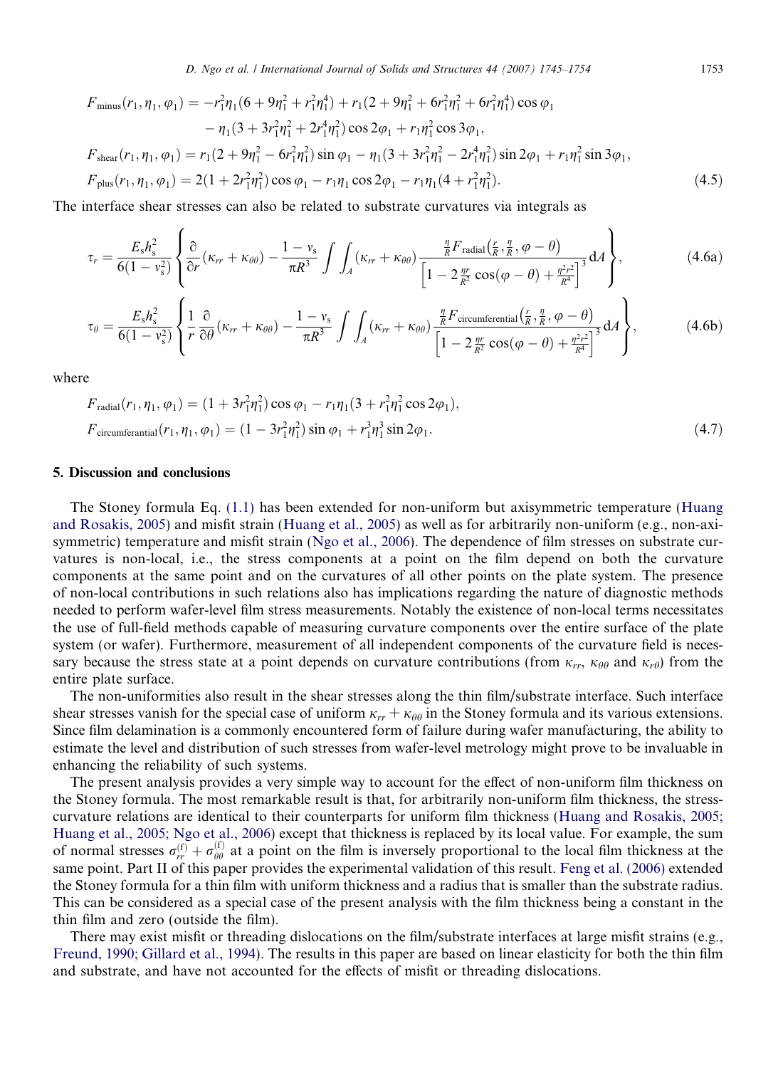$$
\begin{aligned}
F_{\text{minus}}(r_1, \eta_1, \varphi_1) &= -r_1^2\eta_1(6 + 9\eta_1^2 + r_1^2\eta_1^4) + r_1(2 + 9\eta_1^2 + 6r_1^2\eta_1^2 + 6r_1^2\eta_1^4)\cos\varphi_1 \\
&\quad - \eta_1(3 + 3r_1^2\eta_1^2 + 2r_1^4\eta_1^2)\cos 2\varphi_1 + r_1\eta_1^2\cos 3\varphi_1, \\
F_{\text{shear}}(r_1, \eta_1, \varphi_1) &= r_1(2 + 9\eta_1^2 - 6r_1^2\eta_1^2)\sin\varphi_1 - \eta_1(3 + 3r_1^2\eta_1^2 - 2r_1^4\eta_1^2)\sin 2\varphi_1 + r_1\eta_1^2\sin 3\varphi_1, \\
F_{\text{plus}}(r_1, \eta_1, \varphi_1) &= 2(1 + 2r_1^2\eta_1^2)\cos\varphi_1 - r_1\eta_1\cos 2\varphi_1 - r_1\eta_1(4 + r_1^2\eta_1^2).
\end{aligned} \tag{4.5}
$$

The interface shear stresses can also be related to substrate curvatures via integrals as

$$
\tau_r = \frac{E_s h_s^2}{6(1-\nu_s^2)} \left\{ \frac{\partial}{\partial r}(\kappa_{rr} + \kappa_{\theta\theta}) - \frac{1-\nu_s}{\pi R^3} \int\int_A (\kappa_{rr} + \kappa_{\theta\theta}) \frac{\frac{\eta}{R} F_{\text{radial}}\left(\frac{r}{R}, \frac{\eta}{R}, \varphi - \theta\right)}{\left[1 - 2\frac{\eta r}{R^2}\cos(\varphi - \theta) + \frac{\eta^2 r^2}{R^4}\right]^3} \mathrm{d}A \right\}, \tag{4.6a}
$$

$$
\tau_\theta = \frac{E_s h_s^2}{6(1-\nu_s^2)} \left\{ \frac{1}{r}\frac{\partial}{\partial \theta}(\kappa_{rr} + \kappa_{\theta\theta}) - \frac{1-\nu_s}{\pi R^3} \int\int_A (\kappa_{rr} + \kappa_{\theta\theta}) \frac{\frac{\eta}{R} F_{\text{circumferential}}\left(\frac{r}{R}, \frac{\eta}{R}, \varphi - \theta\right)}{\left[1 - 2\frac{\eta r}{R^2}\cos(\varphi - \theta) + \frac{\eta^2 r^2}{R^4}\right]^3} \mathrm{d}A \right\}, \tag{4.6b}
$$

where

$$
\begin{aligned}
F_{\text{radial}}(r_1, \eta_1, \varphi_1) &= (1 + 3r_1^2\eta_1^2)\cos\varphi_1 - r_1\eta_1(3 + r_1^2\eta_1^2\cos 2\varphi_1), \\
F_{\text{circumferantial}}(r_1, \eta_1, \varphi_1) &= (1 - 3r_1^2\eta_1^2)\sin\varphi_1 + r_1^3\eta_1^3\sin 2\varphi_1.
\end{aligned} \tag{4.7}
$$

## 5. Discussion and conclusions

The Stoney formula Eq. (1.1) has been extended for non-uniform but axisymmetric temperature (Huang and Rosakis, 2005) and misfit strain (Huang et al., 2005) as well as for arbitrarily non-uniform (e.g., non-axisymmetric) temperature and misfit strain (Ngo et al., 2006). The dependence of film stresses on substrate curvatures is non-local, i.e., the stress components at a point on the film depend on both the curvature components at the same point and on the curvatures of all other points on the plate system. The presence of non-local contributions in such relations also has implications regarding the nature of diagnostic methods needed to perform wafer-level film stress measurements. Notably the existence of non-local terms necessitates the use of full-field methods capable of measuring curvature components over the entire surface of the plate system (or wafer). Furthermore, measurement of all independent components of the curvature field is necessary because the stress state at a point depends on curvature contributions (from $\kappa_{rr}$, $\kappa_{\theta\theta}$ and $\kappa_{r\theta}$) from the entire plate surface.

The non-uniformities also result in the shear stresses along the thin film/substrate interface. Such interface shear stresses vanish for the special case of uniform $\kappa_{rr} + \kappa_{\theta\theta}$ in the Stoney formula and its various extensions. Since film delamination is a commonly encountered form of failure during wafer manufacturing, the ability to estimate the level and distribution of such stresses from wafer-level metrology might prove to be invaluable in enhancing the reliability of such systems.

The present analysis provides a very simple way to account for the effect of non-uniform film thickness on the Stoney formula. The most remarkable result is that, for arbitrarily non-uniform film thickness, the stress-curvature relations are identical to their counterparts for uniform film thickness (Huang and Rosakis, 2005; Huang et al., 2005; Ngo et al., 2006) except that thickness is replaced by its local value. For example, the sum of normal stresses $\sigma_{rr}^{(f)} + \sigma_{\theta\theta}^{(f)}$ at a point on the film is inversely proportional to the local film thickness at the same point. Part II of this paper provides the experimental validation of this result. Feng et al. (2006) extended the Stoney formula for a thin film with uniform thickness and a radius that is smaller than the substrate radius. This can be considered as a special case of the present analysis with the film thickness being a constant in the thin film and zero (outside the film).

There may exist misfit or threading dislocations on the film/substrate interfaces at large misfit strains (e.g., Freund, 1990; Gillard et al., 1994). The results in this paper are based on linear elasticity for both the thin film and substrate, and have not accounted for the effects of misfit or threading dislocations.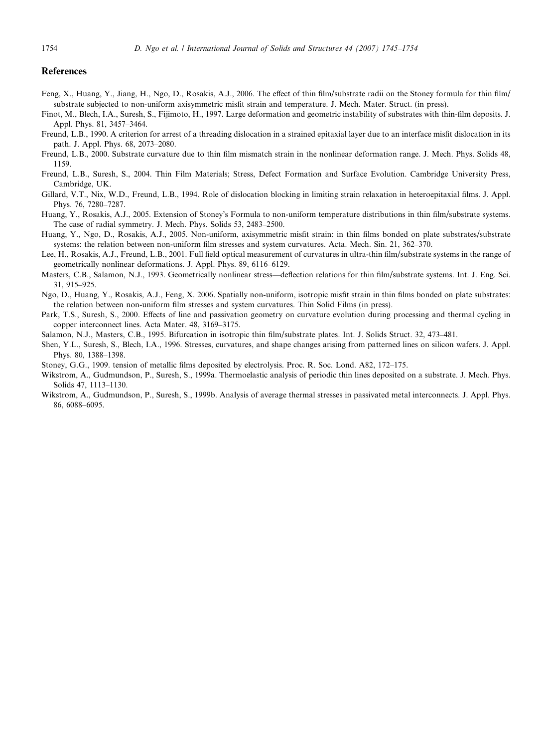## References

Feng, X., Huang, Y., Jiang, H., Ngo, D., Rosakis, A.J., 2006. The effect of thin film/substrate radii on the Stoney formula for thin film/substrate subjected to non-uniform axisymmetric misfit strain and temperature. J. Mech. Mater. Struct. (in press).

Finot, M., Blech, I.A., Suresh, S., Fijimoto, H., 1997. Large deformation and geometric instability of substrates with thin-film deposits. J. Appl. Phys. 81, 3457–3464.

Freund, L.B., 1990. A criterion for arrest of a threading dislocation in a strained epitaxial layer due to an interface misfit dislocation in its path. J. Appl. Phys. 68, 2073–2080.

Freund, L.B., 2000. Substrate curvature due to thin film mismatch strain in the nonlinear deformation range. J. Mech. Phys. Solids 48, 1159.

Freund, L.B., Suresh, S., 2004. Thin Film Materials; Stress, Defect Formation and Surface Evolution. Cambridge University Press, Cambridge, UK.

Gillard, V.T., Nix, W.D., Freund, L.B., 1994. Role of dislocation blocking in limiting strain relaxation in heteroepitaxial films. J. Appl. Phys. 76, 7280–7287.

Huang, Y., Rosakis, A.J., 2005. Extension of Stoney's Formula to non-uniform temperature distributions in thin film/substrate systems. The case of radial symmetry. J. Mech. Phys. Solids 53, 2483–2500.

Huang, Y., Ngo, D., Rosakis, A.J., 2005. Non-uniform, axisymmetric misfit strain: in thin films bonded on plate substrates/substrate systems: the relation between non-uniform film stresses and system curvatures. Acta. Mech. Sin. 21, 362–370.

Lee, H., Rosakis, A.J., Freund, L.B., 2001. Full field optical measurement of curvatures in ultra-thin film/substrate systems in the range of geometrically nonlinear deformations. J. Appl. Phys. 89, 6116–6129.

Masters, C.B., Salamon, N.J., 1993. Geometrically nonlinear stress—deflection relations for thin film/substrate systems. Int. J. Eng. Sci. 31, 915–925.

Ngo, D., Huang, Y., Rosakis, A.J., Feng, X. 2006. Spatially non-uniform, isotropic misfit strain in thin films bonded on plate substrates: the relation between non-uniform film stresses and system curvatures. Thin Solid Films (in press).

Park, T.S., Suresh, S., 2000. Effects of line and passivation geometry on curvature evolution during processing and thermal cycling in copper interconnect lines. Acta Mater. 48, 3169–3175.

Salamon, N.J., Masters, C.B., 1995. Bifurcation in isotropic thin film/substrate plates. Int. J. Solids Struct. 32, 473–481.

Shen, Y.L., Suresh, S., Blech, I.A., 1996. Stresses, curvatures, and shape changes arising from patterned lines on silicon wafers. J. Appl. Phys. 80, 1388–1398.

Stoney, G.G., 1909. tension of metallic films deposited by electrolysis. Proc. R. Soc. Lond. A82, 172–175.

Wikstrom, A., Gudmundson, P., Suresh, S., 1999a. Thermoelastic analysis of periodic thin lines deposited on a substrate. J. Mech. Phys. Solids 47, 1113–1130.

Wikstrom, A., Gudmundson, P., Suresh, S., 1999b. Analysis of average thermal stresses in passivated metal interconnects. J. Appl. Phys. 86, 6088–6095.